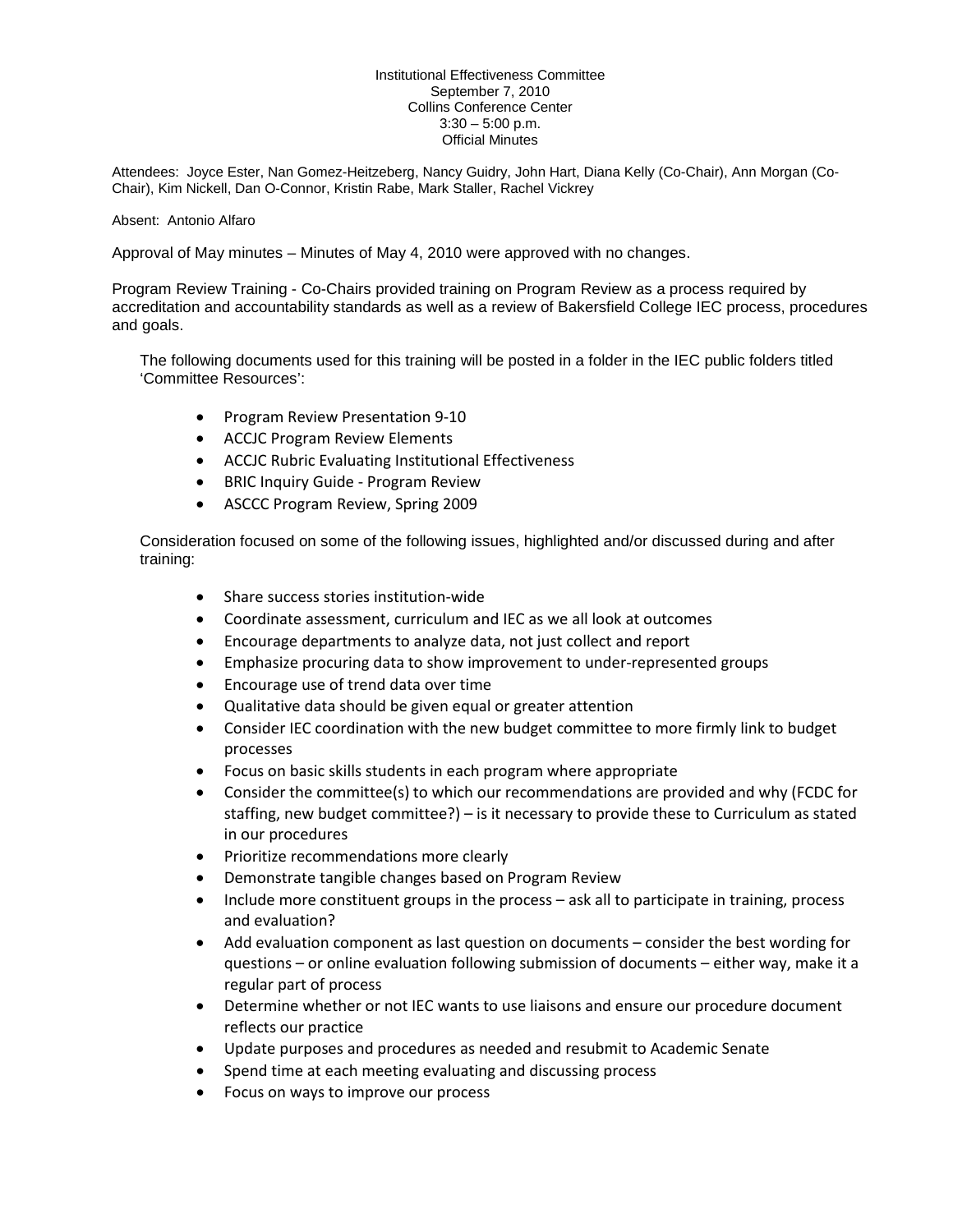Institutional Effectiveness Committee
September 7, 2010
Collins Conference Center
3:30 – 5:00 p.m.
Official Minutes

Attendees: Joyce Ester, Nan Gomez-Heitzeberg, Nancy Guidry, John Hart, Diana Kelly (Co-Chair), Ann Morgan (Co-Chair), Kim Nickell, Dan O-Connor, Kristin Rabe, Mark Staller, Rachel Vickrey

Absent: Antonio Alfaro

Approval of May minutes – Minutes of May 4, 2010 were approved with no changes.

Program Review Training - Co-Chairs provided training on Program Review as a process required by accreditation and accountability standards as well as a review of Bakersfield College IEC process, procedures and goals.

The following documents used for this training will be posted in a folder in the IEC public folders titled 'Committee Resources':

- Program Review Presentation 9-10
- ACCJC Program Review Elements
- ACCJC Rubric Evaluating Institutional Effectiveness
- BRIC Inquiry Guide - Program Review
- ASCCC Program Review, Spring 2009

Consideration focused on some of the following issues, highlighted and/or discussed during and after training:

- Share success stories institution-wide
- Coordinate assessment, curriculum and IEC as we all look at outcomes
- Encourage departments to analyze data, not just collect and report
- Emphasize procuring data to show improvement to under-represented groups
- Encourage use of trend data over time
- Qualitative data should be given equal or greater attention
- Consider IEC coordination with the new budget committee to more firmly link to budget processes
- Focus on basic skills students in each program where appropriate
- Consider the committee(s) to which our recommendations are provided and why (FCDC for staffing, new budget committee?) – is it necessary to provide these to Curriculum as stated in our procedures
- Prioritize recommendations more clearly
- Demonstrate tangible changes based on Program Review
- Include more constituent groups in the process – ask all to participate in training, process and evaluation?
- Add evaluation component as last question on documents – consider the best wording for questions – or online evaluation following submission of documents – either way, make it a regular part of process
- Determine whether or not IEC wants to use liaisons and ensure our procedure document reflects our practice
- Update purposes and procedures as needed and resubmit to Academic Senate
- Spend time at each meeting evaluating and discussing process
- Focus on ways to improve our process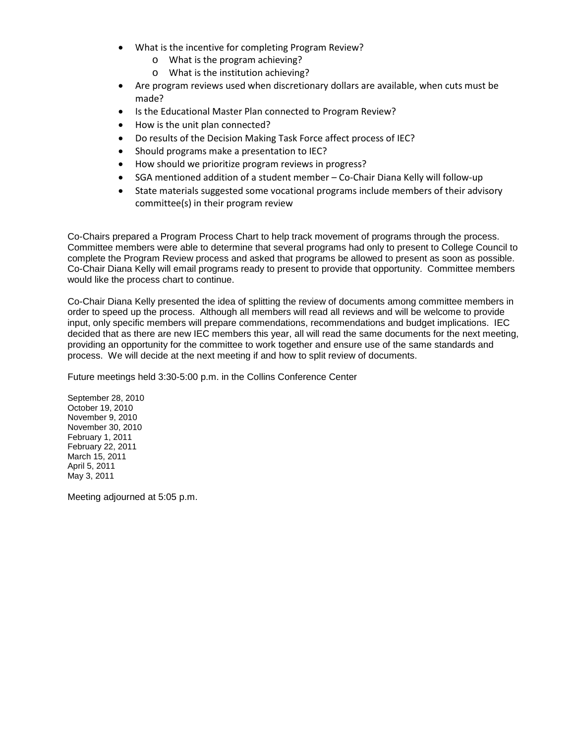- What is the incentive for completing Program Review?
    - What is the program achieving?
    - What is the institution achieving?
- Are program reviews used when discretionary dollars are available, when cuts must be made?
- Is the Educational Master Plan connected to Program Review?
- How is the unit plan connected?
- Do results of the Decision Making Task Force affect process of IEC?
- Should programs make a presentation to IEC?
- How should we prioritize program reviews in progress?
- SGA mentioned addition of a student member – Co-Chair Diana Kelly will follow-up
- State materials suggested some vocational programs include members of their advisory committee(s) in their program review

Co-Chairs prepared a Program Process Chart to help track movement of programs through the process. Committee members were able to determine that several programs had only to present to College Council to complete the Program Review process and asked that programs be allowed to present as soon as possible. Co-Chair Diana Kelly will email programs ready to present to provide that opportunity. Committee members would like the process chart to continue.

Co-Chair Diana Kelly presented the idea of splitting the review of documents among committee members in order to speed up the process. Although all members will read all reviews and will be welcome to provide input, only specific members will prepare commendations, recommendations and budget implications. IEC decided that as there are new IEC members this year, all will read the same documents for the next meeting, providing an opportunity for the committee to work together and ensure use of the same standards and process. We will decide at the next meeting if and how to split review of documents.

Future meetings held 3:30-5:00 p.m. in the Collins Conference Center

September 28, 2010  
October 19, 2010  
November 9, 2010  
November 30, 2010  
February 1, 2011  
February 22, 2011  
March 15, 2011  
April 5, 2011  
May 3, 2011

Meeting adjourned at 5:05 p.m.